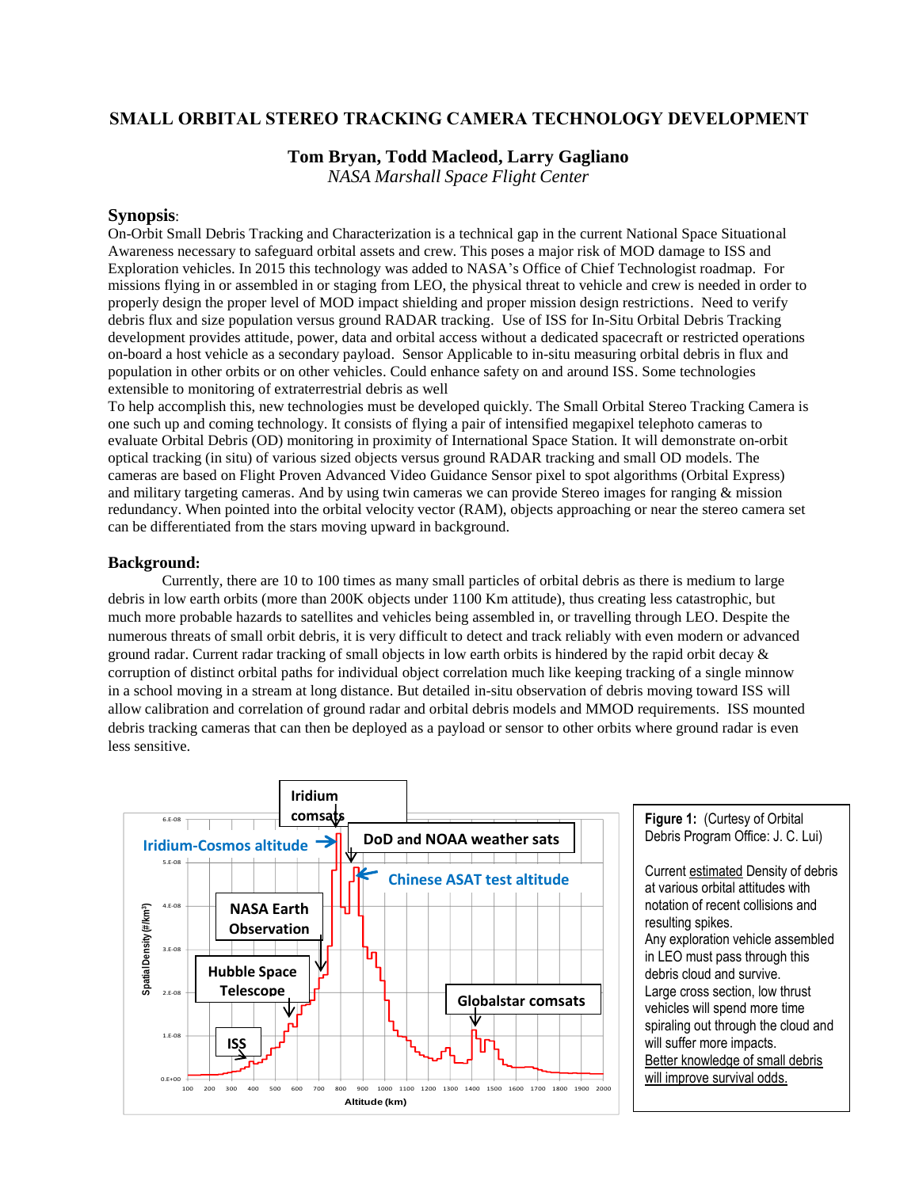# SMALL ORBITAL STEREO TRACKING CAMERA TECHNOLOGY DEVELOPMENT

**Tom Bryan, Todd Macleod, Larry Gagliano**
*NASA Marshall Space Flight Center*

## Synopsis:

On-Orbit Small Debris Tracking and Characterization is a technical gap in the current National Space Situational Awareness necessary to safeguard orbital assets and crew. This poses a major risk of MOD damage to ISS and Exploration vehicles. In 2015 this technology was added to NASA's Office of Chief Technologist roadmap. For missions flying in or assembled in or staging from LEO, the physical threat to vehicle and crew is needed in order to properly design the proper level of MOD impact shielding and proper mission design restrictions. Need to verify debris flux and size population versus ground RADAR tracking. Use of ISS for In-Situ Orbital Debris Tracking development provides attitude, power, data and orbital access without a dedicated spacecraft or restricted operations on-board a host vehicle as a secondary payload. Sensor Applicable to in-situ measuring orbital debris in flux and population in other orbits or on other vehicles. Could enhance safety on and around ISS. Some technologies extensible to monitoring of extraterrestrial debris as well

To help accomplish this, new technologies must be developed quickly. The Small Orbital Stereo Tracking Camera is one such up and coming technology. It consists of flying a pair of intensified megapixel telephoto cameras to evaluate Orbital Debris (OD) monitoring in proximity of International Space Station. It will demonstrate on-orbit optical tracking (in situ) of various sized objects versus ground RADAR tracking and small OD models. The cameras are based on Flight Proven Advanced Video Guidance Sensor pixel to spot algorithms (Orbital Express) and military targeting cameras. And by using twin cameras we can provide Stereo images for ranging & mission redundancy. When pointed into the orbital velocity vector (RAM), objects approaching or near the stereo camera set can be differentiated from the stars moving upward in background.

## Background:

Currently, there are 10 to 100 times as many small particles of orbital debris as there is medium to large debris in low earth orbits (more than 200K objects under 1100 Km attitude), thus creating less catastrophic, but much more probable hazards to satellites and vehicles being assembled in, or travelling through LEO. Despite the numerous threats of small orbit debris, it is very difficult to detect and track reliably with even modern or advanced ground radar. Current radar tracking of small objects in low earth orbits is hindered by the rapid orbit decay & corruption of distinct orbital paths for individual object correlation much like keeping tracking of a single minnow in a school moving in a stream at long distance. But detailed in-situ observation of debris moving toward ISS will allow calibration and correlation of ground radar and orbital debris models and MMOD requirements. ISS mounted debris tracking cameras that can then be deployed as a payload or sensor to other orbits where ground radar is even less sensitive.

**Figure 1:** (Curtesy of Orbital Debris Program Office: J. C. Lui)

Current estimated Density of debris at various orbital attitudes with notation of recent collisions and resulting spikes.
Any exploration vehicle assembled in LEO must pass through this debris cloud and survive.
Large cross section, low thrust vehicles will spend more time spiraling out through the cloud and will suffer more impacts.
Better knowledge of small debris will improve survival odds.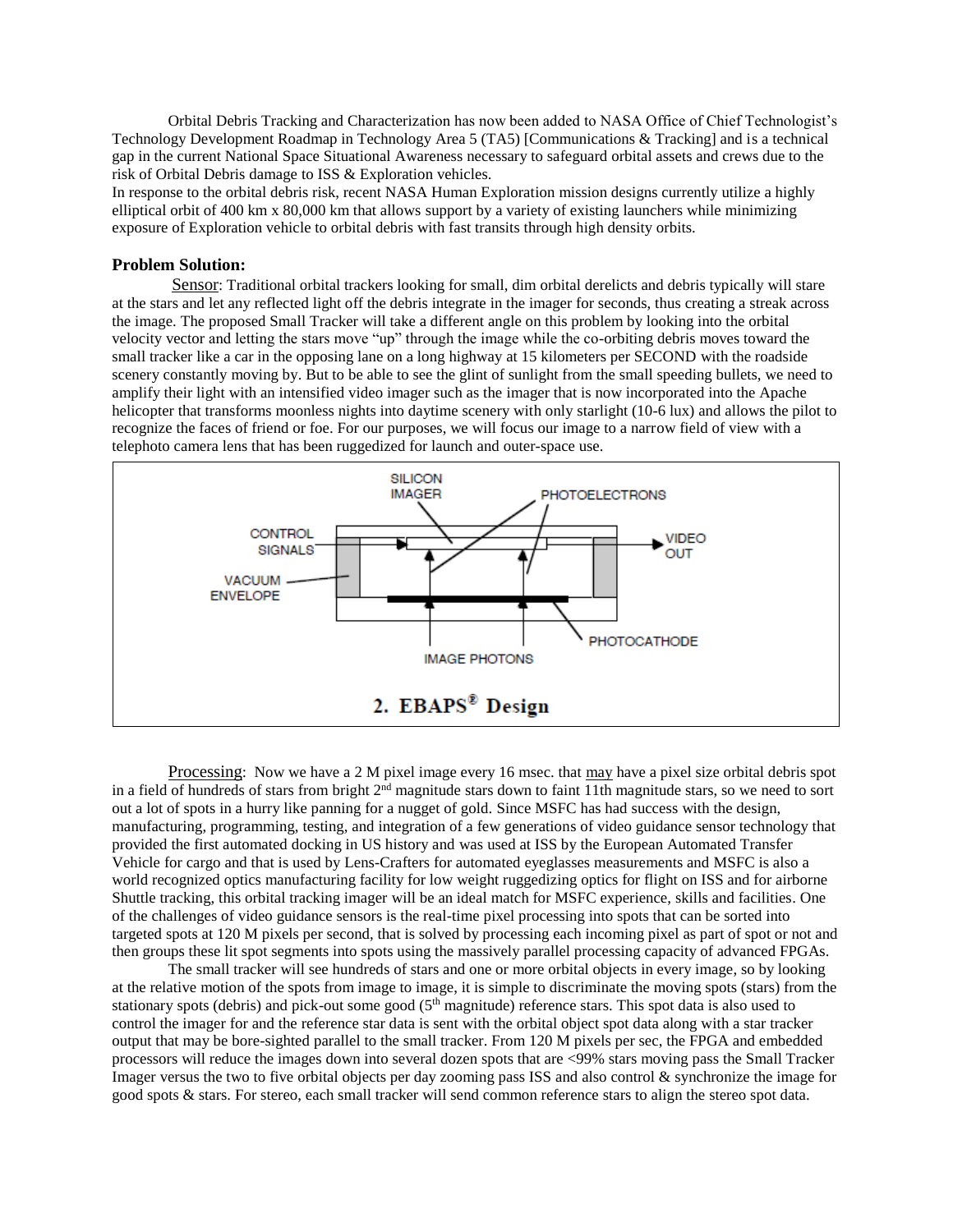Orbital Debris Tracking and Characterization has now been added to NASA Office of Chief Technologist's Technology Development Roadmap in Technology Area 5 (TA5) [Communications & Tracking] and is a technical gap in the current National Space Situational Awareness necessary to safeguard orbital assets and crews due to the risk of Orbital Debris damage to ISS & Exploration vehicles.

In response to the orbital debris risk, recent NASA Human Exploration mission designs currently utilize a highly elliptical orbit of 400 km x 80,000 km that allows support by a variety of existing launchers while minimizing exposure of Exploration vehicle to orbital debris with fast transits through high density orbits.

### Problem Solution:

Sensor: Traditional orbital trackers looking for small, dim orbital derelicts and debris typically will stare at the stars and let any reflected light off the debris integrate in the imager for seconds, thus creating a streak across the image. The proposed Small Tracker will take a different angle on this problem by looking into the orbital velocity vector and letting the stars move "up" through the image while the co-orbiting debris moves toward the small tracker like a car in the opposing lane on a long highway at 15 kilometers per SECOND with the roadside scenery constantly moving by. But to be able to see the glint of sunlight from the small speeding bullets, we need to amplify their light with an intensified video imager such as the imager that is now incorporated into the Apache helicopter that transforms moonless nights into daytime scenery with only starlight (10-6 lux) and allows the pilot to recognize the faces of friend or foe. For our purposes, we will focus our image to a narrow field of view with a telephoto camera lens that has been ruggedized for launch and outer-space use.

SILICON IMAGER | PHOTOELECTRONS | CONTROL SIGNALS | VIDEO OUT | VACUUM ENVELOPE | PHOTOCATHODE | IMAGE PHOTONS

**2. EBAPS® Design**

Processing: Now we have a 2 M pixel image every 16 msec. that may have a pixel size orbital debris spot in a field of hundreds of stars from bright 2nd magnitude stars down to faint 11th magnitude stars, so we need to sort out a lot of spots in a hurry like panning for a nugget of gold. Since MSFC has had success with the design, manufacturing, programming, testing, and integration of a few generations of video guidance sensor technology that provided the first automated docking in US history and was used at ISS by the European Automated Transfer Vehicle for cargo and that is used by Lens-Crafters for automated eyeglasses measurements and MSFC is also a world recognized optics manufacturing facility for low weight ruggedizing optics for flight on ISS and for airborne Shuttle tracking, this orbital tracking imager will be an ideal match for MSFC experience, skills and facilities. One of the challenges of video guidance sensors is the real-time pixel processing into spots that can be sorted into targeted spots at 120 M pixels per second, that is solved by processing each incoming pixel as part of spot or not and then groups these lit spot segments into spots using the massively parallel processing capacity of advanced FPGAs.

The small tracker will see hundreds of stars and one or more orbital objects in every image, so by looking at the relative motion of the spots from image to image, it is simple to discriminate the moving spots (stars) from the stationary spots (debris) and pick-out some good (5th magnitude) reference stars. This spot data is also used to control the imager for and the reference star data is sent with the orbital object spot data along with a star tracker output that may be bore-sighted parallel to the small tracker. From 120 M pixels per sec, the FPGA and embedded processors will reduce the images down into several dozen spots that are <99% stars moving pass the Small Tracker Imager versus the two to five orbital objects per day zooming pass ISS and also control & synchronize the image for good spots & stars. For stereo, each small tracker will send common reference stars to align the stereo spot data.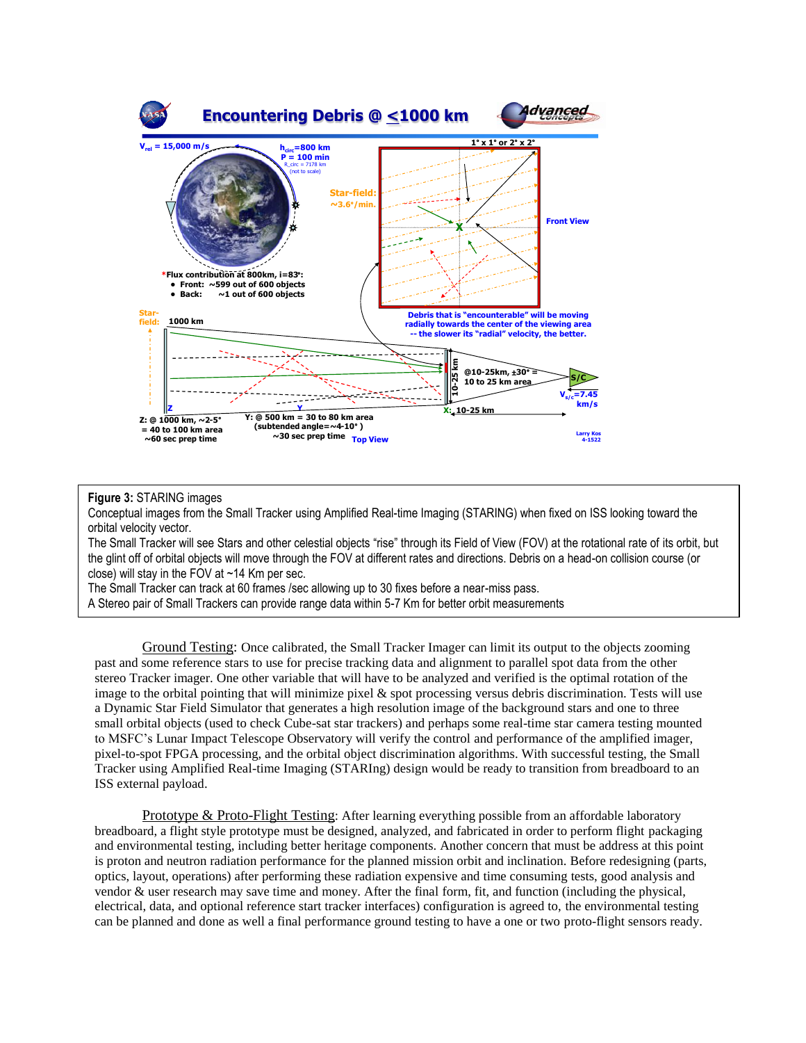**Figure 3:** STARING images
Conceptual images from the Small Tracker using Amplified Real-time Imaging (STARING) when fixed on ISS looking toward the orbital velocity vector.
The Small Tracker will see Stars and other celestial objects "rise" through its Field of View (FOV) at the rotational rate of its orbit, but the glint off of orbital objects will move through the FOV at different rates and directions. Debris on a head-on collision course (or close) will stay in the FOV at ~14 Km per sec.
The Small Tracker can track at 60 frames /sec allowing up to 30 fixes before a near-miss pass.
A Stereo pair of Small Trackers can provide range data within 5-7 Km for better orbit measurements

Ground Testing: Once calibrated, the Small Tracker Imager can limit its output to the objects zooming past and some reference stars to use for precise tracking data and alignment to parallel spot data from the other stereo Tracker imager. One other variable that will have to be analyzed and verified is the optimal rotation of the image to the orbital pointing that will minimize pixel & spot processing versus debris discrimination. Tests will use a Dynamic Star Field Simulator that generates a high resolution image of the background stars and one to three small orbital objects (used to check Cube-sat star trackers) and perhaps some real-time star camera testing mounted to MSFC's Lunar Impact Telescope Observatory will verify the control and performance of the amplified imager, pixel-to-spot FPGA processing, and the orbital object discrimination algorithms. With successful testing, the Small Tracker using Amplified Real-time Imaging (STARIng) design would be ready to transition from breadboard to an ISS external payload.

Prototype & Proto-Flight Testing: After learning everything possible from an affordable laboratory breadboard, a flight style prototype must be designed, analyzed, and fabricated in order to perform flight packaging and environmental testing, including better heritage components. Another concern that must be address at this point is proton and neutron radiation performance for the planned mission orbit and inclination. Before redesigning (parts, optics, layout, operations) after performing these radiation expensive and time consuming tests, good analysis and vendor & user research may save time and money. After the final form, fit, and function (including the physical, electrical, data, and optional reference start tracker interfaces) configuration is agreed to, the environmental testing can be planned and done as well a final performance ground testing to have a one or two proto-flight sensors ready.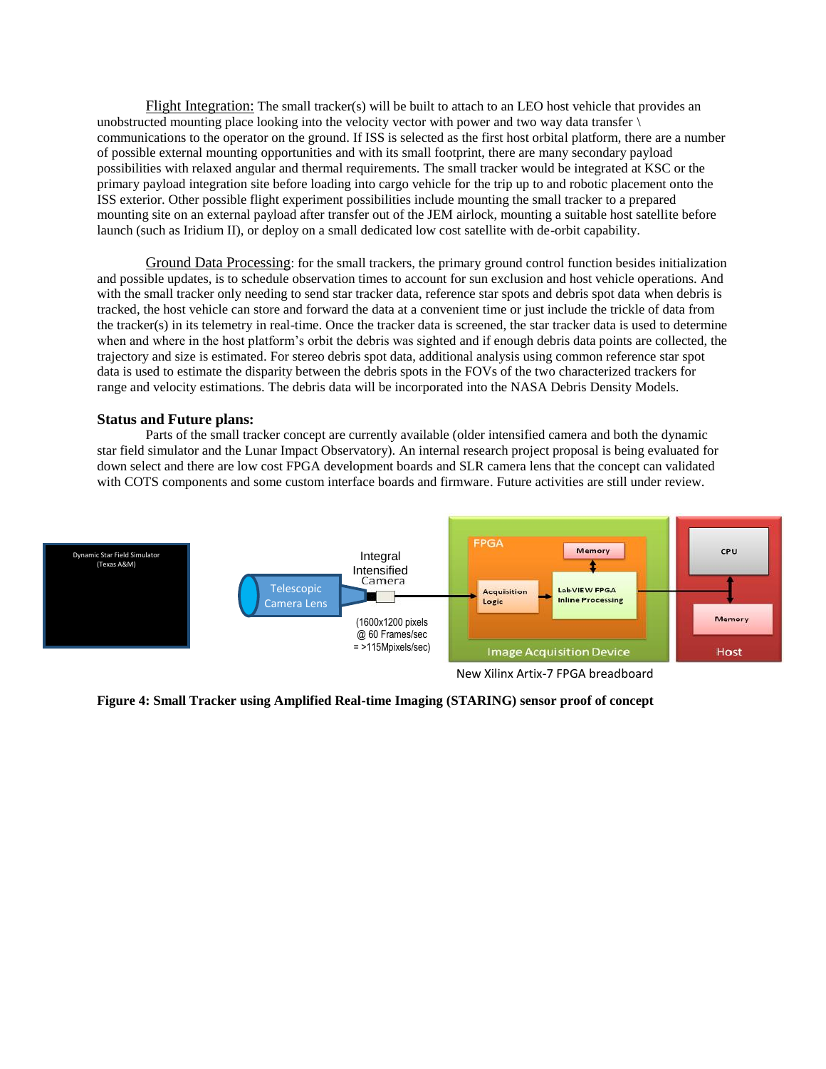Flight Integration: The small tracker(s) will be built to attach to an LEO host vehicle that provides an unobstructed mounting place looking into the velocity vector with power and two way data transfer \ communications to the operator on the ground. If ISS is selected as the first host orbital platform, there are a number of possible external mounting opportunities and with its small footprint, there are many secondary payload possibilities with relaxed angular and thermal requirements. The small tracker would be integrated at KSC or the primary payload integration site before loading into cargo vehicle for the trip up to and robotic placement onto the ISS exterior. Other possible flight experiment possibilities include mounting the small tracker to a prepared mounting site on an external payload after transfer out of the JEM airlock, mounting a suitable host satellite before launch (such as Iridium II), or deploy on a small dedicated low cost satellite with de-orbit capability.

Ground Data Processing: for the small trackers, the primary ground control function besides initialization and possible updates, is to schedule observation times to account for sun exclusion and host vehicle operations. And with the small tracker only needing to send star tracker data, reference star spots and debris spot data when debris is tracked, the host vehicle can store and forward the data at a convenient time or just include the trickle of data from the tracker(s) in its telemetry in real-time. Once the tracker data is screened, the star tracker data is used to determine when and where in the host platform's orbit the debris was sighted and if enough debris data points are collected, the trajectory and size is estimated. For stereo debris spot data, additional analysis using common reference star spot data is used to estimate the disparity between the debris spots in the FOVs of the two characterized trackers for range and velocity estimations. The debris data will be incorporated into the NASA Debris Density Models.

### Status and Future plans:

Parts of the small tracker concept are currently available (older intensified camera and both the dynamic star field simulator and the Lunar Impact Observatory). An internal research project proposal is being evaluated for down select and there are low cost FPGA development boards and SLR camera lens that the concept can validated with COTS components and some custom interface boards and firmware. Future activities are still under review.

Dynamic Star Field Simulator (Texas A&M)

Telescopic Camera Lens

Integral Intensified Camera

(1600x1200 pixels @ 60 Frames/sec = >115Mpixels/sec)

FPGA

Memory

Acquisition Logic

LabVIEW FPGA Inline Processing

Image Acquisition Device

CPU

Memory

Host

New Xilinx Artix-7 FPGA breadboard

**Figure 4: Small Tracker using Amplified Real-time Imaging (STARING) sensor proof of concept**